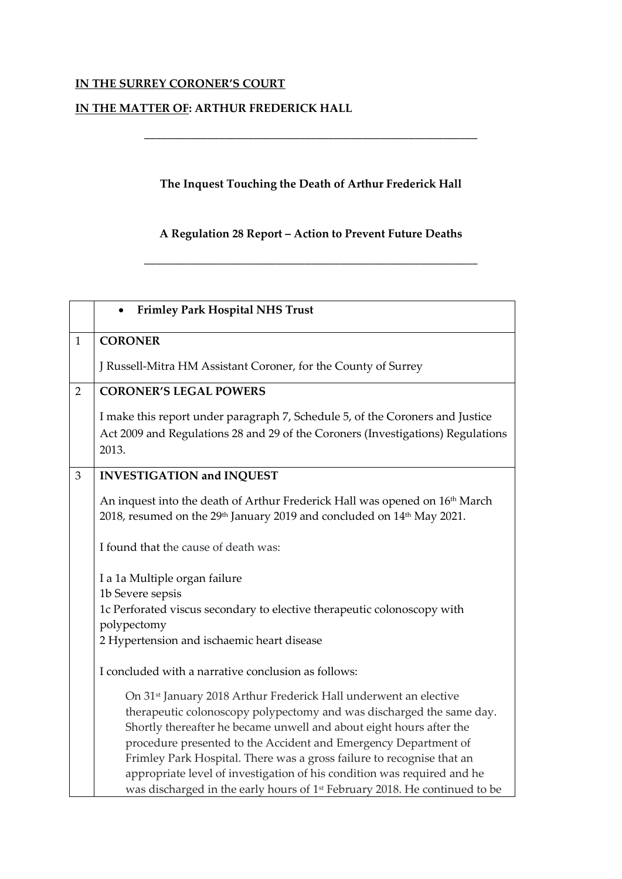**IN THE SURREY CORONER'S COURT**

**IN THE MATTER OF: ARTHUR FREDERICK HALL**

---

**The Inquest Touching the Death of Arthur Frederick Hall**

**A Regulation 28 Report – Action to Prevent Future Deaths**

---

| | |
|---|---|
| | • **Frimley Park Hospital NHS Trust** |
| 1 | **CORONER**<br><br>J Russell-Mitra HM Assistant Coroner, for the County of Surrey |
| 2 | **CORONER'S LEGAL POWERS**<br><br>I make this report under paragraph 7, Schedule 5, of the Coroners and Justice Act 2009 and Regulations 28 and 29 of the Coroners (Investigations) Regulations 2013. |
| 3 | **INVESTIGATION and INQUEST**<br><br>An inquest into the death of Arthur Frederick Hall was opened on 16th March 2018, resumed on the 29th January 2019 and concluded on 14th May 2021.<br><br>I found that the cause of death was:<br><br>I a 1a Multiple organ failure<br>1b Severe sepsis<br>1c Perforated viscus secondary to elective therapeutic colonoscopy with polypectomy<br>2 Hypertension and ischaemic heart disease<br><br>I concluded with a narrative conclusion as follows:<br><br>On 31st January 2018 Arthur Frederick Hall underwent an elective therapeutic colonoscopy polypectomy and was discharged the same day. Shortly thereafter he became unwell and about eight hours after the procedure presented to the Accident and Emergency Department of Frimley Park Hospital. There was a gross failure to recognise that an appropriate level of investigation of his condition was required and he was discharged in the early hours of 1st February 2018. He continued to be |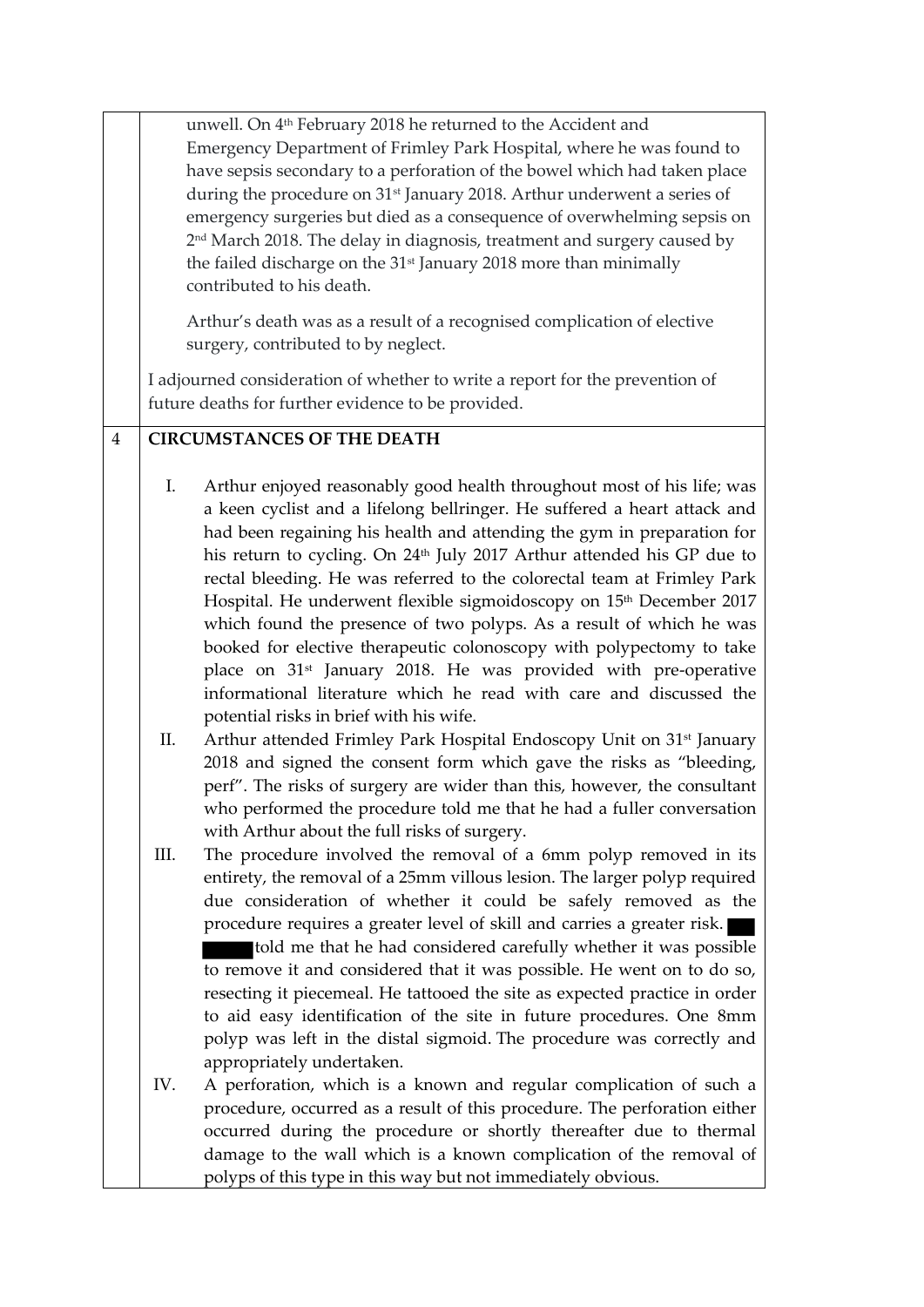unwell. On 4th February 2018 he returned to the Accident and Emergency Department of Frimley Park Hospital, where he was found to have sepsis secondary to a perforation of the bowel which had taken place during the procedure on 31st January 2018. Arthur underwent a series of emergency surgeries but died as a consequence of overwhelming sepsis on 2nd March 2018. The delay in diagnosis, treatment and surgery caused by the failed discharge on the 31st January 2018 more than minimally contributed to his death.

Arthur's death was as a result of a recognised complication of elective surgery, contributed to by neglect.

I adjourned consideration of whether to write a report for the prevention of future deaths for further evidence to be provided.

## 4 CIRCUMSTANCES OF THE DEATH

I. Arthur enjoyed reasonably good health throughout most of his life; was a keen cyclist and a lifelong bellringer. He suffered a heart attack and had been regaining his health and attending the gym in preparation for his return to cycling. On 24th July 2017 Arthur attended his GP due to rectal bleeding. He was referred to the colorectal team at Frimley Park Hospital. He underwent flexible sigmoidoscopy on 15th December 2017 which found the presence of two polyps. As a result of which he was booked for elective therapeutic colonoscopy with polypectomy to take place on 31st January 2018. He was provided with pre-operative informational literature which he read with care and discussed the potential risks in brief with his wife.

II. Arthur attended Frimley Park Hospital Endoscopy Unit on 31st January 2018 and signed the consent form which gave the risks as "bleeding, perf". The risks of surgery are wider than this, however, the consultant who performed the procedure told me that he had a fuller conversation with Arthur about the full risks of surgery.

III. The procedure involved the removal of a 6mm polyp removed in its entirety, the removal of a 25mm villous lesion. The larger polyp required due consideration of whether it could be safely removed as the procedure requires a greater level of skill and carries a greater risk. ███ ███ told me that he had considered carefully whether it was possible to remove it and considered that it was possible. He went on to do so, resecting it piecemeal. He tattooed the site as expected practice in order to aid easy identification of the site in future procedures. One 8mm polyp was left in the distal sigmoid. The procedure was correctly and appropriately undertaken.

IV. A perforation, which is a known and regular complication of such a procedure, occurred as a result of this procedure. The perforation either occurred during the procedure or shortly thereafter due to thermal damage to the wall which is a known complication of the removal of polyps of this type in this way but not immediately obvious.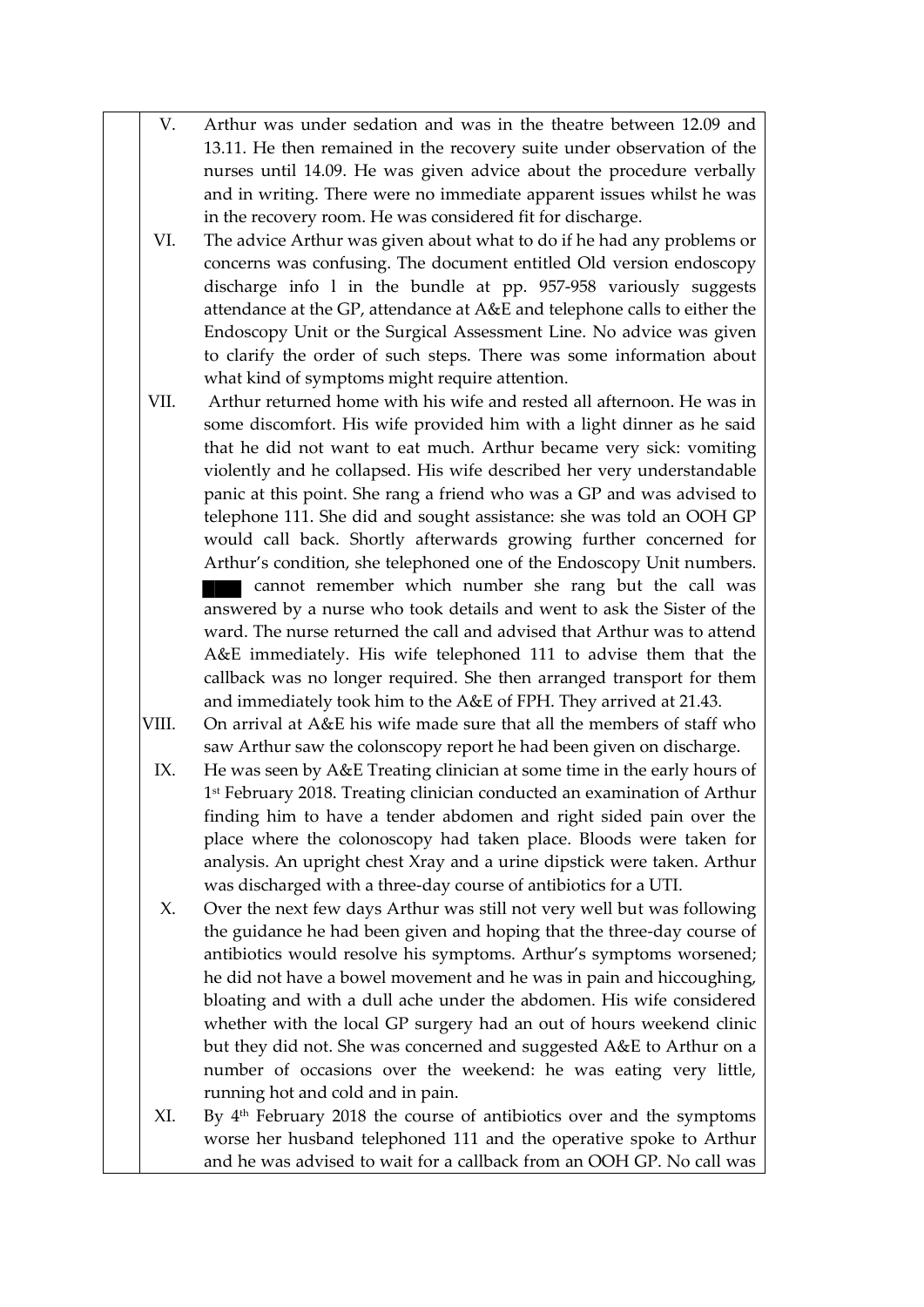V. Arthur was under sedation and was in the theatre between 12.09 and 13.11. He then remained in the recovery suite under observation of the nurses until 14.09. He was given advice about the procedure verbally and in writing. There were no immediate apparent issues whilst he was in the recovery room. He was considered fit for discharge.

VI. The advice Arthur was given about what to do if he had any problems or concerns was confusing. The document entitled Old version endoscopy discharge info 1 in the bundle at pp. 957-958 variously suggests attendance at the GP, attendance at A&E and telephone calls to either the Endoscopy Unit or the Surgical Assessment Line. No advice was given to clarify the order of such steps. There was some information about what kind of symptoms might require attention.

VII. Arthur returned home with his wife and rested all afternoon. He was in some discomfort. His wife provided him with a light dinner as he said that he did not want to eat much. Arthur became very sick: vomiting violently and he collapsed. His wife described her very understandable panic at this point. She rang a friend who was a GP and was advised to telephone 111. She did and sought assistance: she was told an OOH GP would call back. Shortly afterwards growing further concerned for Arthur's condition, she telephoned one of the Endoscopy Unit numbers. ███ cannot remember which number she rang but the call was answered by a nurse who took details and went to ask the Sister of the ward. The nurse returned the call and advised that Arthur was to attend A&E immediately. His wife telephoned 111 to advise them that the callback was no longer required. She then arranged transport for them and immediately took him to the A&E of FPH. They arrived at 21.43.

VIII. On arrival at A&E his wife made sure that all the members of staff who saw Arthur saw the colonscopy report he had been given on discharge.

IX. He was seen by A&E Treating clinician at some time in the early hours of 1st February 2018. Treating clinician conducted an examination of Arthur finding him to have a tender abdomen and right sided pain over the place where the colonoscopy had taken place. Bloods were taken for analysis. An upright chest Xray and a urine dipstick were taken. Arthur was discharged with a three-day course of antibiotics for a UTI.

X. Over the next few days Arthur was still not very well but was following the guidance he had been given and hoping that the three-day course of antibiotics would resolve his symptoms. Arthur's symptoms worsened; he did not have a bowel movement and he was in pain and hiccoughing, bloating and with a dull ache under the abdomen. His wife considered whether with the local GP surgery had an out of hours weekend clinic but they did not. She was concerned and suggested A&E to Arthur on a number of occasions over the weekend: he was eating very little, running hot and cold and in pain.

XI. By 4th February 2018 the course of antibiotics over and the symptoms worse her husband telephoned 111 and the operative spoke to Arthur and he was advised to wait for a callback from an OOH GP. No call was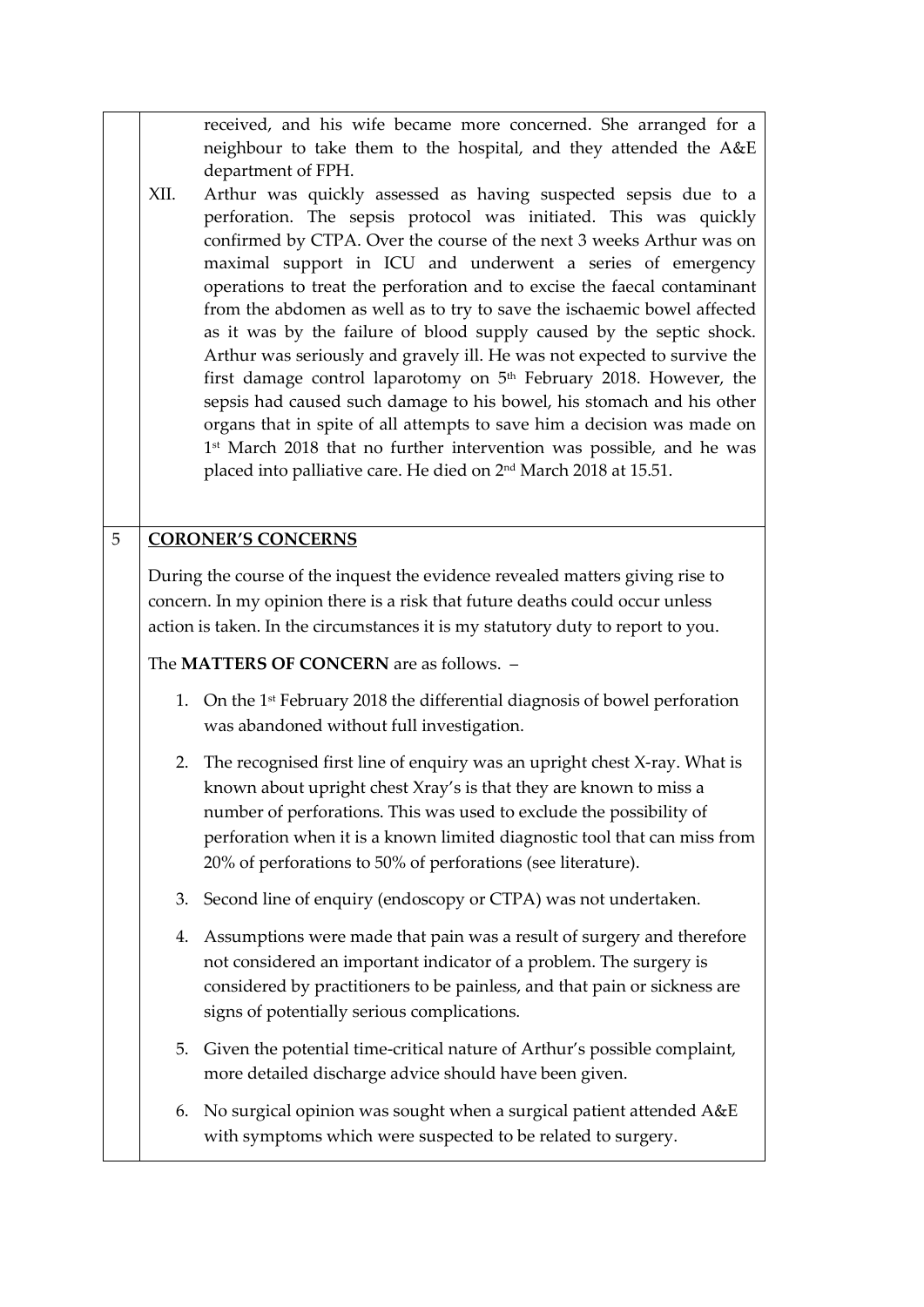received, and his wife became more concerned. She arranged for a neighbour to take them to the hospital, and they attended the A&E department of FPH.

XII. Arthur was quickly assessed as having suspected sepsis due to a perforation. The sepsis protocol was initiated. This was quickly confirmed by CTPA. Over the course of the next 3 weeks Arthur was on maximal support in ICU and underwent a series of emergency operations to treat the perforation and to excise the faecal contaminant from the abdomen as well as to try to save the ischaemic bowel affected as it was by the failure of blood supply caused by the septic shock. Arthur was seriously and gravely ill. He was not expected to survive the first damage control laparotomy on 5th February 2018. However, the sepsis had caused such damage to his bowel, his stomach and his other organs that in spite of all attempts to save him a decision was made on 1st March 2018 that no further intervention was possible, and he was placed into palliative care. He died on 2nd March 2018 at 15.51.

## 5 CORONER'S CONCERNS

During the course of the inquest the evidence revealed matters giving rise to concern. In my opinion there is a risk that future deaths could occur unless action is taken. In the circumstances it is my statutory duty to report to you.

The **MATTERS OF CONCERN** are as follows. –

1. On the 1st February 2018 the differential diagnosis of bowel perforation was abandoned without full investigation.
2. The recognised first line of enquiry was an upright chest X-ray. What is known about upright chest Xray's is that they are known to miss a number of perforations. This was used to exclude the possibility of perforation when it is a known limited diagnostic tool that can miss from 20% of perforations to 50% of perforations (see literature).
3. Second line of enquiry (endoscopy or CTPA) was not undertaken.
4. Assumptions were made that pain was a result of surgery and therefore not considered an important indicator of a problem. The surgery is considered by practitioners to be painless, and that pain or sickness are signs of potentially serious complications.
5. Given the potential time-critical nature of Arthur's possible complaint, more detailed discharge advice should have been given.
6. No surgical opinion was sought when a surgical patient attended A&E with symptoms which were suspected to be related to surgery.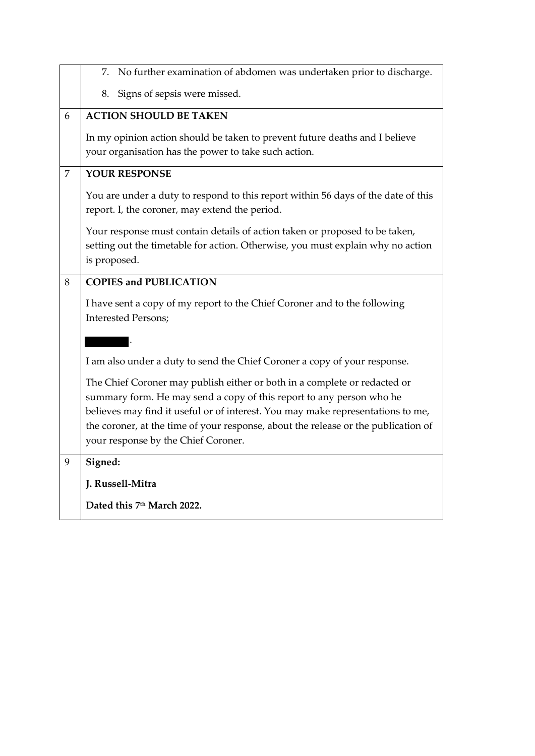| | |
|---|---|
| | 7. No further examination of abdomen was undertaken prior to discharge.<br><br>8. Signs of sepsis were missed. |
| 6 | **ACTION SHOULD BE TAKEN**<br><br>In my opinion action should be taken to prevent future deaths and I believe your organisation has the power to take such action. |
| 7 | **YOUR RESPONSE**<br><br>You are under a duty to respond to this report within 56 days of the date of this report. I, the coroner, may extend the period.<br><br>Your response must contain details of action taken or proposed to be taken, setting out the timetable for action. Otherwise, you must explain why no action is proposed. |
| 8 | **COPIES and PUBLICATION**<br><br>I have sent a copy of my report to the Chief Coroner and to the following Interested Persons;<br><br>[REDACTED].<br><br>I am also under a duty to send the Chief Coroner a copy of your response.<br><br>The Chief Coroner may publish either or both in a complete or redacted or summary form. He may send a copy of this report to any person who he believes may find it useful or of interest. You may make representations to me, the coroner, at the time of your response, about the release or the publication of your response by the Chief Coroner. |
| 9 | **Signed:**<br><br>**J. Russell-Mitra**<br><br>**Dated this 7th March 2022.** |